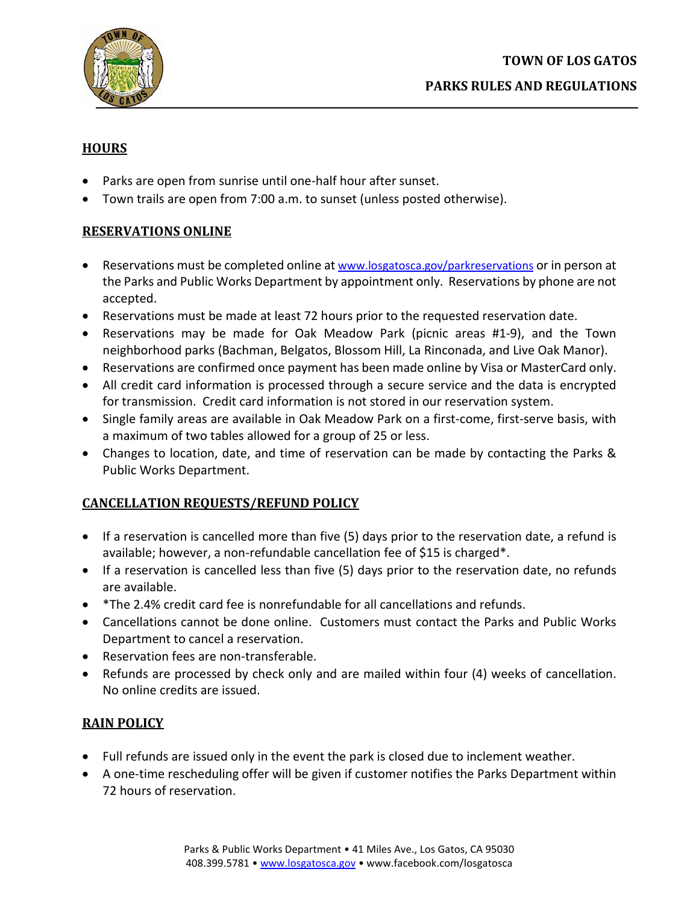# TOWN OF LOS GATOS

## PARKS RULES AND REGULATIONS

### HOURS

- Parks are open from sunrise until one-half hour after sunset.
- Town trails are open from 7:00 a.m. to sunset (unless posted otherwise).

### RESERVATIONS ONLINE

- Reservations must be completed online at www.losgatosca.gov/parkreservations or in person at the Parks and Public Works Department by appointment only. Reservations by phone are not accepted.
- Reservations must be made at least 72 hours prior to the requested reservation date.
- Reservations may be made for Oak Meadow Park (picnic areas #1-9), and the Town neighborhood parks (Bachman, Belgatos, Blossom Hill, La Rinconada, and Live Oak Manor).
- Reservations are confirmed once payment has been made online by Visa or MasterCard only.
- All credit card information is processed through a secure service and the data is encrypted for transmission. Credit card information is not stored in our reservation system.
- Single family areas are available in Oak Meadow Park on a first-come, first-serve basis, with a maximum of two tables allowed for a group of 25 or less.
- Changes to location, date, and time of reservation can be made by contacting the Parks & Public Works Department.

### CANCELLATION REQUESTS/REFUND POLICY

- If a reservation is cancelled more than five (5) days prior to the reservation date, a refund is available; however, a non-refundable cancellation fee of $15 is charged*.
- If a reservation is cancelled less than five (5) days prior to the reservation date, no refunds are available.
- *The 2.4% credit card fee is nonrefundable for all cancellations and refunds.
- Cancellations cannot be done online. Customers must contact the Parks and Public Works Department to cancel a reservation.
- Reservation fees are non-transferable.
- Refunds are processed by check only and are mailed within four (4) weeks of cancellation. No online credits are issued.

### RAIN POLICY

- Full refunds are issued only in the event the park is closed due to inclement weather.
- A one-time rescheduling offer will be given if customer notifies the Parks Department within 72 hours of reservation.

Parks & Public Works Department • 41 Miles Ave., Los Gatos, CA 95030
408.399.5781 • www.losgatosca.gov • www.facebook.com/losgatosca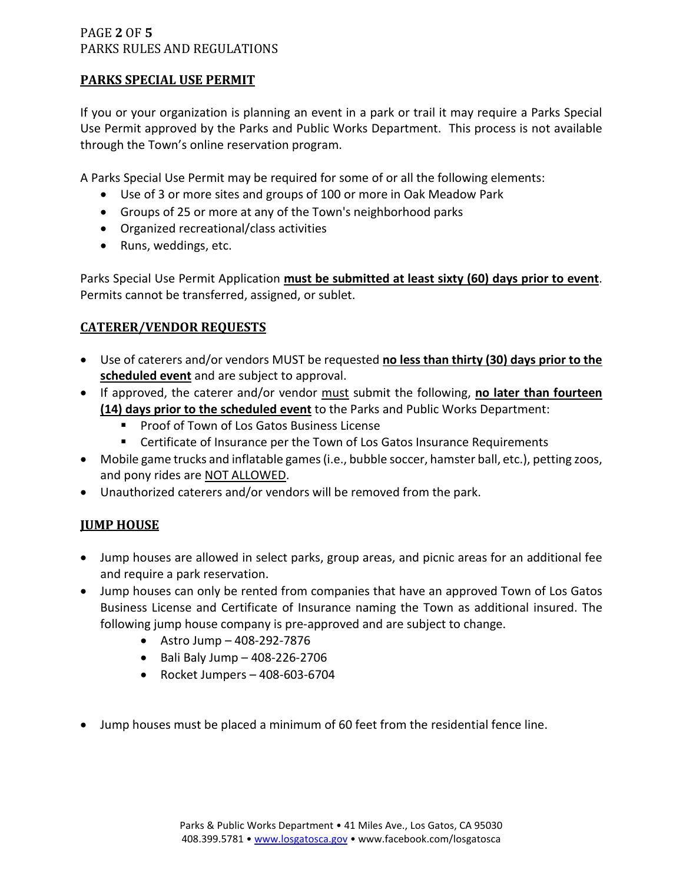## PARKS SPECIAL USE PERMIT

If you or your organization is planning an event in a park or trail it may require a Parks Special Use Permit approved by the Parks and Public Works Department. This process is not available through the Town's online reservation program.

A Parks Special Use Permit may be required for some of or all the following elements:

- Use of 3 or more sites and groups of 100 or more in Oak Meadow Park
- Groups of 25 or more at any of the Town's neighborhood parks
- Organized recreational/class activities
- Runs, weddings, etc.

Parks Special Use Permit Application **must be submitted at least sixty (60) days prior to event**. Permits cannot be transferred, assigned, or sublet.

## CATERER/VENDOR REQUESTS

- Use of caterers and/or vendors MUST be requested **no less than thirty (30) days prior to the scheduled event** and are subject to approval.
- If approved, the caterer and/or vendor must submit the following, **no later than fourteen (14) days prior to the scheduled event** to the Parks and Public Works Department:
  - Proof of Town of Los Gatos Business License
  - Certificate of Insurance per the Town of Los Gatos Insurance Requirements
- Mobile game trucks and inflatable games (i.e., bubble soccer, hamster ball, etc.), petting zoos, and pony rides are NOT ALLOWED.
- Unauthorized caterers and/or vendors will be removed from the park.

## JUMP HOUSE

- Jump houses are allowed in select parks, group areas, and picnic areas for an additional fee and require a park reservation.
- Jump houses can only be rented from companies that have an approved Town of Los Gatos Business License and Certificate of Insurance naming the Town as additional insured. The following jump house company is pre-approved and are subject to change.
  - Astro Jump – 408-292-7876
  - Bali Baly Jump – 408-226-2706
  - Rocket Jumpers – 408-603-6704
- Jump houses must be placed a minimum of 60 feet from the residential fence line.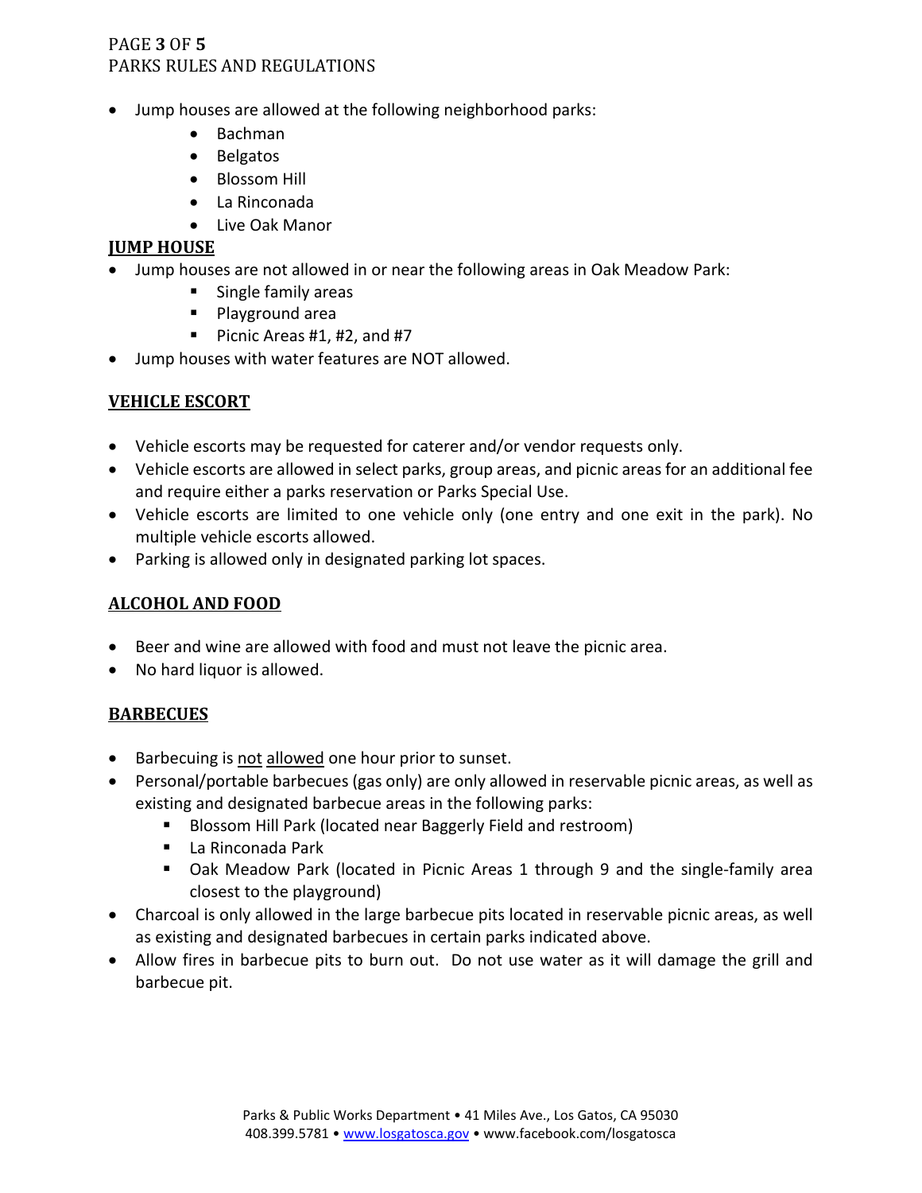- Jump houses are allowed at the following neighborhood parks:
  - Bachman
  - Belgatos
  - Blossom Hill
  - La Rinconada
  - Live Oak Manor

## JUMP HOUSE

- Jump houses are not allowed in or near the following areas in Oak Meadow Park:
  - Single family areas
  - Playground area
  - Picnic Areas #1, #2, and #7
- Jump houses with water features are NOT allowed.

## VEHICLE ESCORT

- Vehicle escorts may be requested for caterer and/or vendor requests only.
- Vehicle escorts are allowed in select parks, group areas, and picnic areas for an additional fee and require either a parks reservation or Parks Special Use.
- Vehicle escorts are limited to one vehicle only (one entry and one exit in the park). No multiple vehicle escorts allowed.
- Parking is allowed only in designated parking lot spaces.

## ALCOHOL AND FOOD

- Beer and wine are allowed with food and must not leave the picnic area.
- No hard liquor is allowed.

## BARBECUES

- Barbecuing is <u>not allowed</u> one hour prior to sunset.
- Personal/portable barbecues (gas only) are only allowed in reservable picnic areas, as well as existing and designated barbecue areas in the following parks:
  - Blossom Hill Park (located near Baggerly Field and restroom)
  - La Rinconada Park
  - Oak Meadow Park (located in Picnic Areas 1 through 9 and the single-family area closest to the playground)
- Charcoal is only allowed in the large barbecue pits located in reservable picnic areas, as well as existing and designated barbecues in certain parks indicated above.
- Allow fires in barbecue pits to burn out. Do not use water as it will damage the grill and barbecue pit.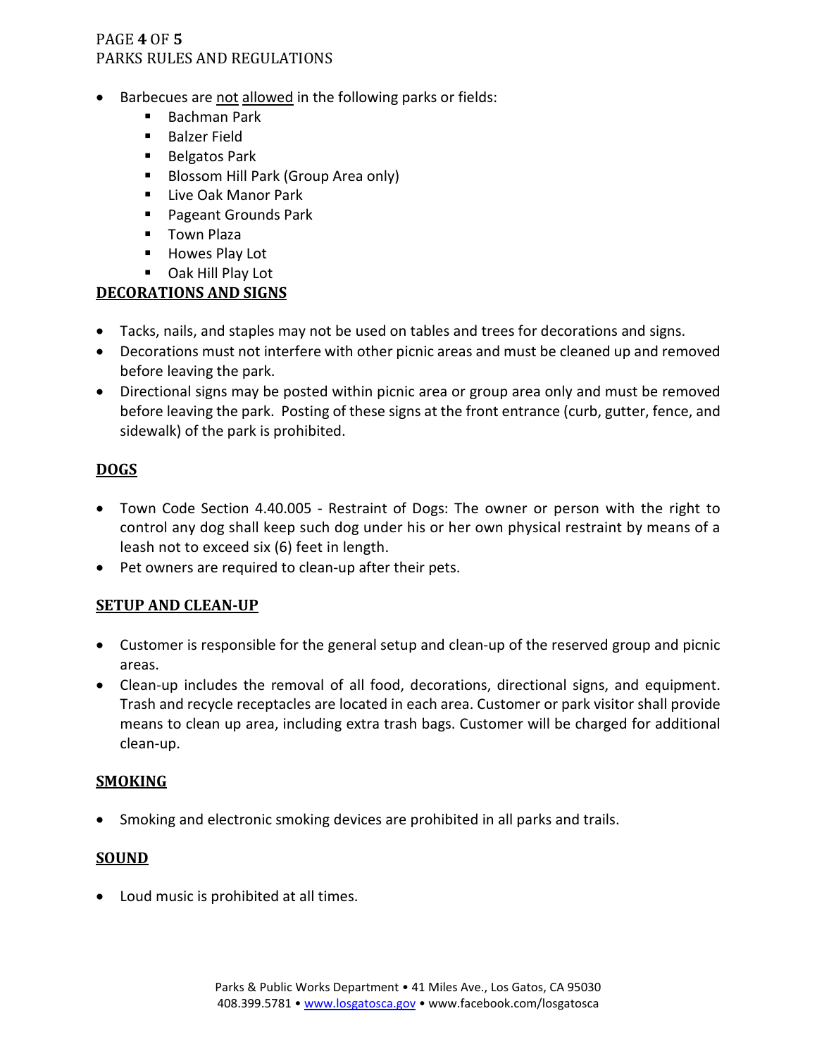- Barbecues are not allowed in the following parks or fields:
  - Bachman Park
  - Balzer Field
  - Belgatos Park
  - Blossom Hill Park (Group Area only)
  - Live Oak Manor Park
  - Pageant Grounds Park
  - Town Plaza
  - Howes Play Lot
  - Oak Hill Play Lot

## DECORATIONS AND SIGNS

- Tacks, nails, and staples may not be used on tables and trees for decorations and signs.
- Decorations must not interfere with other picnic areas and must be cleaned up and removed before leaving the park.
- Directional signs may be posted within picnic area or group area only and must be removed before leaving the park. Posting of these signs at the front entrance (curb, gutter, fence, and sidewalk) of the park is prohibited.

## DOGS

- Town Code Section 4.40.005 - Restraint of Dogs: The owner or person with the right to control any dog shall keep such dog under his or her own physical restraint by means of a leash not to exceed six (6) feet in length.
- Pet owners are required to clean-up after their pets.

## SETUP AND CLEAN-UP

- Customer is responsible for the general setup and clean-up of the reserved group and picnic areas.
- Clean-up includes the removal of all food, decorations, directional signs, and equipment. Trash and recycle receptacles are located in each area. Customer or park visitor shall provide means to clean up area, including extra trash bags. Customer will be charged for additional clean-up.

## SMOKING

- Smoking and electronic smoking devices are prohibited in all parks and trails.

## SOUND

- Loud music is prohibited at all times.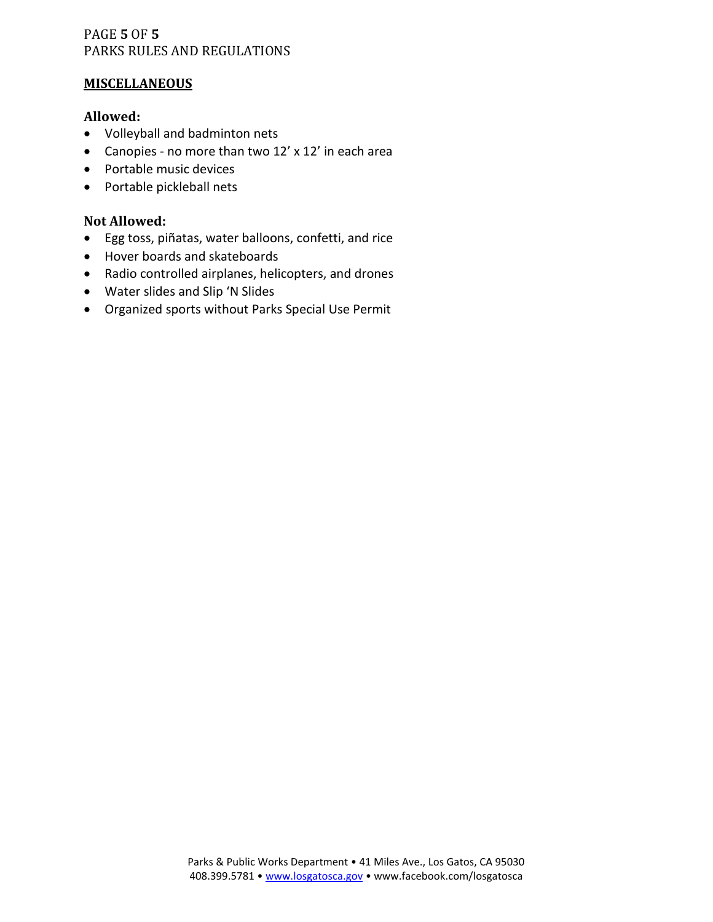## MISCELLANEOUS

### Allowed:

- Volleyball and badminton nets
- Canopies - no more than two 12’ x 12’ in each area
- Portable music devices
- Portable pickleball nets

### Not Allowed:

- Egg toss, piñatas, water balloons, confetti, and rice
- Hover boards and skateboards
- Radio controlled airplanes, helicopters, and drones
- Water slides and Slip ‘N Slides
- Organized sports without Parks Special Use Permit